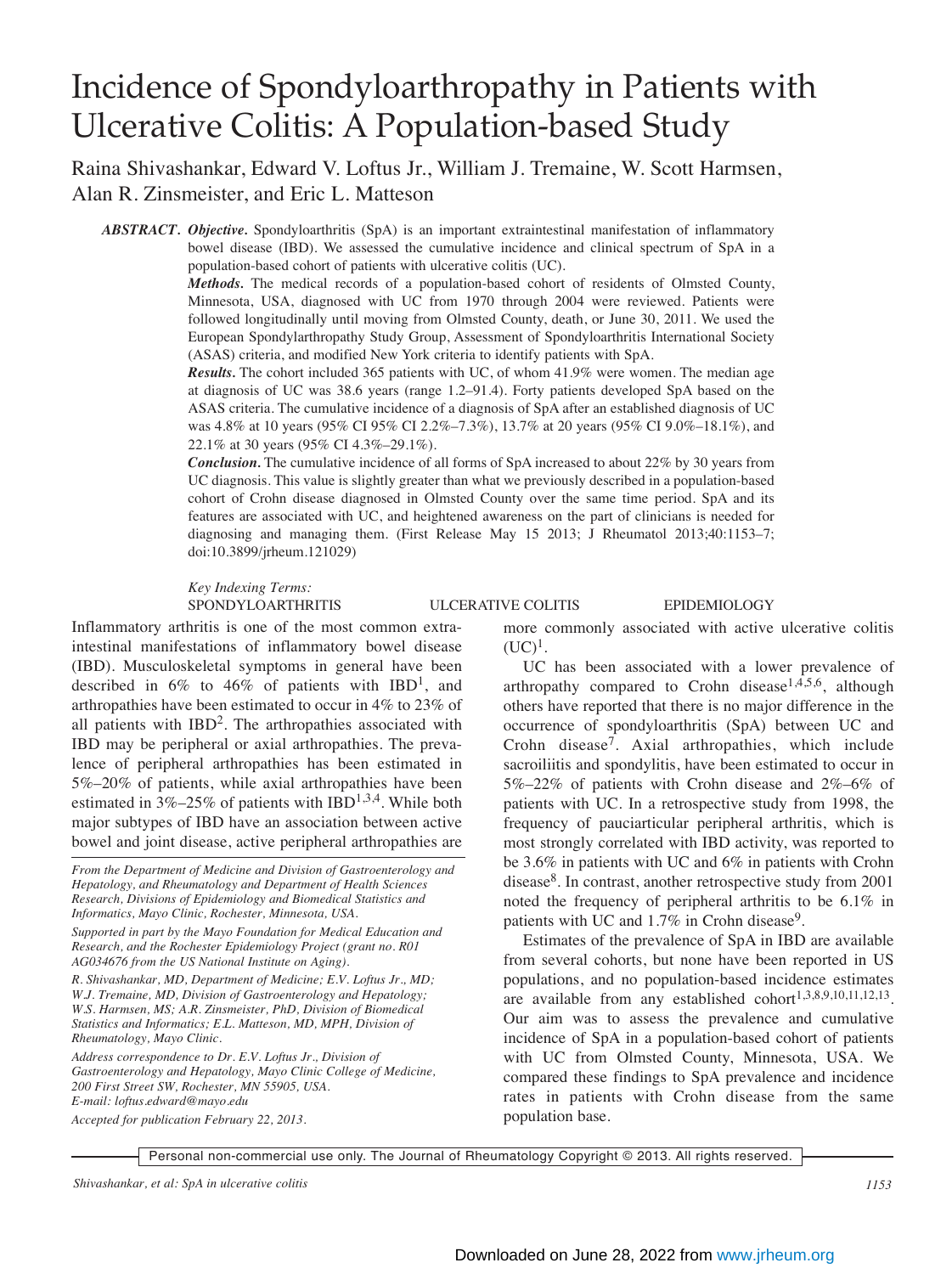# Incidence of Spondyloarthropathy in Patients with Ulcerative Colitis: A Population-based Study

Raina Shivashankar, Edward V. Loftus Jr., William J. Tremaine, W. Scott Harmsen, Alan R. Zinsmeister, and Eric L. Matteson

***ABSTRACT. Objective.*** Spondyloarthritis (SpA) is an important extraintestinal manifestation of inflammatory bowel disease (IBD). We assessed the cumulative incidence and clinical spectrum of SpA in a population-based cohort of patients with ulcerative colitis (UC).

***Methods.*** The medical records of a population-based cohort of residents of Olmsted County, Minnesota, USA, diagnosed with UC from 1970 through 2004 were reviewed. Patients were followed longitudinally until moving from Olmsted County, death, or June 30, 2011. We used the European Spondylarthropathy Study Group, Assessment of Spondyloarthritis International Society (ASAS) criteria, and modified New York criteria to identify patients with SpA.

***Results.*** The cohort included 365 patients with UC, of whom 41.9% were women. The median age at diagnosis of UC was 38.6 years (range 1.2–91.4). Forty patients developed SpA based on the ASAS criteria. The cumulative incidence of a diagnosis of SpA after an established diagnosis of UC was 4.8% at 10 years (95% CI 95% CI 2.2%–7.3%), 13.7% at 20 years (95% CI 9.0%–18.1%), and 22.1% at 30 years (95% CI 4.3%–29.1%).

***Conclusion.*** The cumulative incidence of all forms of SpA increased to about 22% by 30 years from UC diagnosis. This value is slightly greater than what we previously described in a population-based cohort of Crohn disease diagnosed in Olmsted County over the same time period. SpA and its features are associated with UC, and heightened awareness on the part of clinicians is needed for diagnosing and managing them. (First Release May 15 2013; J Rheumatol 2013;40:1153–7; doi:10.3899/jrheum.121029)

*Key Indexing Terms:*
SPONDYLOARTHRITIS ULCERATIVE COLITIS EPIDEMIOLOGY

Inflammatory arthritis is one of the most common extraintestinal manifestations of inflammatory bowel disease (IBD). Musculoskeletal symptoms in general have been described in 6% to 46% of patients with IBD[1], and arthropathies have been estimated to occur in 4% to 23% of all patients with IBD[2]. The arthropathies associated with IBD may be peripheral or axial arthropathies. The prevalence of peripheral arthropathies has been estimated in 5%–20% of patients, while axial arthropathies have been estimated in 3%–25% of patients with IBD[1,3,4]. While both major subtypes of IBD have an association between active bowel and joint disease, active peripheral arthropathies are more commonly associated with active ulcerative colitis (UC)[1].

UC has been associated with a lower prevalence of arthropathy compared to Crohn disease[1,4,5,6], although others have reported that there is no major difference in the occurrence of spondyloarthritis (SpA) between UC and Crohn disease[7]. Axial arthropathies, which include sacroiliitis and spondylitis, have been estimated to occur in 5%–22% of patients with Crohn disease and 2%–6% of patients with UC. In a retrospective study from 1998, the frequency of pauciarticular peripheral arthritis, which is most strongly correlated with IBD activity, was reported to be 3.6% in patients with UC and 6% in patients with Crohn disease[8]. In contrast, another retrospective study from 2001 noted the frequency of peripheral arthritis to be 6.1% in patients with UC and 1.7% in Crohn disease[9].

Estimates of the prevalence of SpA in IBD are available from several cohorts, but none have been reported in US populations, and no population-based incidence estimates are available from any established cohort[1,3,8,9,10,11,12,13]. Our aim was to assess the prevalence and cumulative incidence of SpA in a population-based cohort of patients with UC from Olmsted County, Minnesota, USA. We compared these findings to SpA prevalence and incidence rates in patients with Crohn disease from the same population base.

*From the Department of Medicine and Division of Gastroenterology and Hepatology, and Rheumatology and Department of Health Sciences Research, Divisions of Epidemiology and Biomedical Statistics and Informatics, Mayo Clinic, Rochester, Minnesota, USA.*

*Supported in part by the Mayo Foundation for Medical Education and Research, and the Rochester Epidemiology Project (grant no. R01 AG034676 from the US National Institute on Aging).*

*R. Shivashankar, MD, Department of Medicine; E.V. Loftus Jr., MD; W.J. Tremaine, MD, Division of Gastroenterology and Hepatology; W.S. Harmsen, MS; A.R. Zinsmeister, PhD, Division of Biomedical Statistics and Informatics; E.L. Matteson, MD, MPH, Division of Rheumatology, Mayo Clinic.*

*Address correspondence to Dr. E.V. Loftus Jr., Division of Gastroenterology and Hepatology, Mayo Clinic College of Medicine, 200 First Street SW, Rochester, MN 55905, USA. E-mail: loftus.edward@mayo.edu*

*Accepted for publication February 22, 2013.*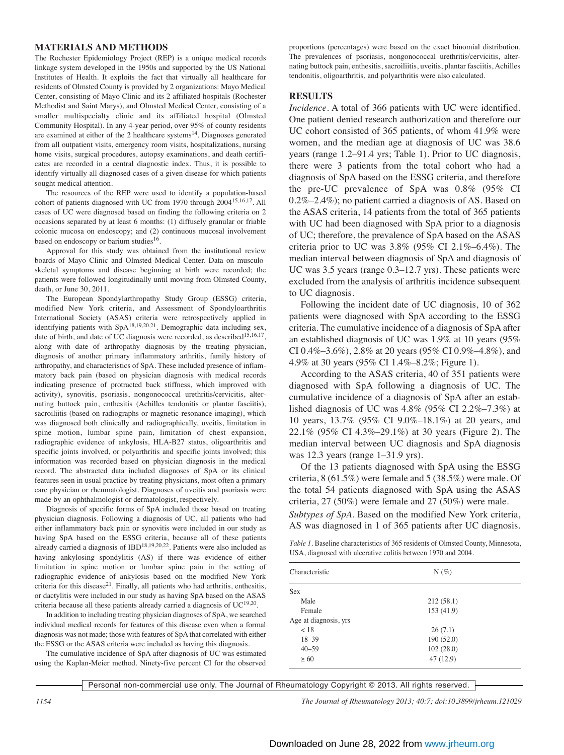## MATERIALS AND METHODS

The Rochester Epidemiology Project (REP) is a unique medical records linkage system developed in the 1950s and supported by the US National Institutes of Health. It exploits the fact that virtually all healthcare for residents of Olmsted County is provided by 2 organizations: Mayo Medical Center, consisting of Mayo Clinic and its 2 affiliated hospitals (Rochester Methodist and Saint Marys), and Olmsted Medical Center, consisting of a smaller multispecialty clinic and its affiliated hospital (Olmsted Community Hospital). In any 4-year period, over 95% of county residents are examined at either of the 2 healthcare systems[14]. Diagnoses generated from all outpatient visits, emergency room visits, hospitalizations, nursing home visits, surgical procedures, autopsy examinations, and death certificates are recorded in a central diagnostic index. Thus, it is possible to identify virtually all diagnosed cases of a given disease for which patients sought medical attention.

The resources of the REP were used to identify a population-based cohort of patients diagnosed with UC from 1970 through 2004[15,16,17]. All cases of UC were diagnosed based on finding the following criteria on 2 occasions separated by at least 6 months: (1) diffusely granular or friable colonic mucosa on endoscopy; and (2) continuous mucosal involvement based on endoscopy or barium studies[16].

Approval for this study was obtained from the institutional review boards of Mayo Clinic and Olmsted Medical Center. Data on musculoskeletal symptoms and disease beginning at birth were recorded; the patients were followed longitudinally until moving from Olmsted County, death, or June 30, 2011.

The European Spondylarthropathy Study Group (ESSG) criteria, modified New York criteria, and Assessment of Spondyloarthritis International Society (ASAS) criteria were retrospectively applied in identifying patients with SpA[18,19,20,21]. Demographic data including sex, date of birth, and date of UC diagnosis were recorded, as described[15,16,17], along with date of arthropathy diagnosis by the treating physician, diagnosis of another primary inflammatory arthritis, family history of arthropathy, and characteristics of SpA. These included presence of inflammatory back pain (based on physician diagnosis with medical records indicating presence of protracted back stiffness, which improved with activity), synovitis, psoriasis, nongonococcal urethritis/cervicitis, alternating buttock pain, enthesitis (Achilles tendonitis or plantar fasciitis), sacroiliitis (based on radiographs or magnetic resonance imaging), which was diagnosed both clinically and radiographically, uveitis, limitation in spine motion, lumbar spine pain, limitation of chest expansion, radiographic evidence of ankylosis, HLA-B27 status, oligoarthritis and specific joints involved, or polyarthritis and specific joints involved; this information was recorded based on physician diagnosis in the medical record. The abstracted data included diagnoses of SpA or its clinical features seen in usual practice by treating physicians, most often a primary care physician or rheumatologist. Diagnoses of uveitis and psoriasis were made by an ophthalmologist or dermatologist, respectively.

Diagnosis of specific forms of SpA included those based on treating physician diagnosis. Following a diagnosis of UC, all patients who had either inflammatory back pain or synovitis were included in our study as having SpA based on the ESSG criteria, because all of these patients already carried a diagnosis of IBD[18,19,20,22]. Patients were also included as having ankylosing spondylitis (AS) if there was evidence of either limitation in spine motion or lumbar spine pain in the setting of radiographic evidence of ankylosis based on the modified New York criteria for this disease[21]. Finally, all patients who had arthritis, enthesitis, or dactylitis were included in our study as having SpA based on the ASAS criteria because all these patients already carried a diagnosis of UC[19,20].

In addition to including treating physician diagnoses of SpA, we searched individual medical records for features of this disease even when a formal diagnosis was not made; those with features of SpA that correlated with either the ESSG or the ASAS criteria were included as having this diagnosis.

The cumulative incidence of SpA after diagnosis of UC was estimated using the Kaplan-Meier method. Ninety-five percent CI for the observed proportions (percentages) were based on the exact binomial distribution. The prevalences of psoriasis, nongonococcal urethritis/cervicitis, alternating buttock pain, enthesitis, sacroiliitis, uveitis, plantar fasciitis, Achilles tendonitis, oligoarthritis, and polyarthritis were also calculated.

## RESULTS

*Incidence.* A total of 366 patients with UC were identified. One patient denied research authorization and therefore our UC cohort consisted of 365 patients, of whom 41.9% were women, and the median age at diagnosis of UC was 38.6 years (range 1.2–91.4 yrs; Table 1). Prior to UC diagnosis, there were 3 patients from the total cohort who had a diagnosis of SpA based on the ESSG criteria, and therefore the pre-UC prevalence of SpA was 0.8% (95% CI 0.2%–2.4%); no patient carried a diagnosis of AS. Based on the ASAS criteria, 14 patients from the total of 365 patients with UC had been diagnosed with SpA prior to a diagnosis of UC; therefore, the prevalence of SpA based on the ASAS criteria prior to UC was 3.8% (95% CI 2.1%–6.4%). The median interval between diagnosis of SpA and diagnosis of UC was 3.5 years (range 0.3–12.7 yrs). These patients were excluded from the analysis of arthritis incidence subsequent to UC diagnosis.

Following the incident date of UC diagnosis, 10 of 362 patients were diagnosed with SpA according to the ESSG criteria. The cumulative incidence of a diagnosis of SpA after an established diagnosis of UC was 1.9% at 10 years (95% CI 0.4%–3.6%), 2.8% at 20 years (95% CI 0.9%–4.8%), and 4.9% at 30 years (95% CI 1.4%–8.2%; Figure 1).

According to the ASAS criteria, 40 of 351 patients were diagnosed with SpA following a diagnosis of UC. The cumulative incidence of a diagnosis of SpA after an established diagnosis of UC was 4.8% (95% CI 2.2%–7.3%) at 10 years, 13.7% (95% CI 9.0%–18.1%) at 20 years, and 22.1% (95% CI 4.3%–29.1%) at 30 years (Figure 2). The median interval between UC diagnosis and SpA diagnosis was 12.3 years (range 1–31.9 yrs).

Of the 13 patients diagnosed with SpA using the ESSG criteria, 8 (61.5%) were female and 5 (38.5%) were male. Of the total 54 patients diagnosed with SpA using the ASAS criteria, 27 (50%) were female and 27 (50%) were male.

*Subtypes of SpA.* Based on the modified New York criteria, AS was diagnosed in 1 of 365 patients after UC diagnosis.

*Table 1.* Baseline characteristics of 365 residents of Olmsted County, Minnesota, USA, diagnosed with ulcerative colitis between 1970 and 2004.

| Characteristic | N (%) |
|---|---|
| Sex | |
| Male | 212 (58.1) |
| Female | 153 (41.9) |
| Age at diagnosis, yrs | |
| < 18 | 26 (7.1) |
| 18–39 | 190 (52.0) |
| 40–59 | 102 (28.0) |
| ≥ 60 | 47 (12.9) |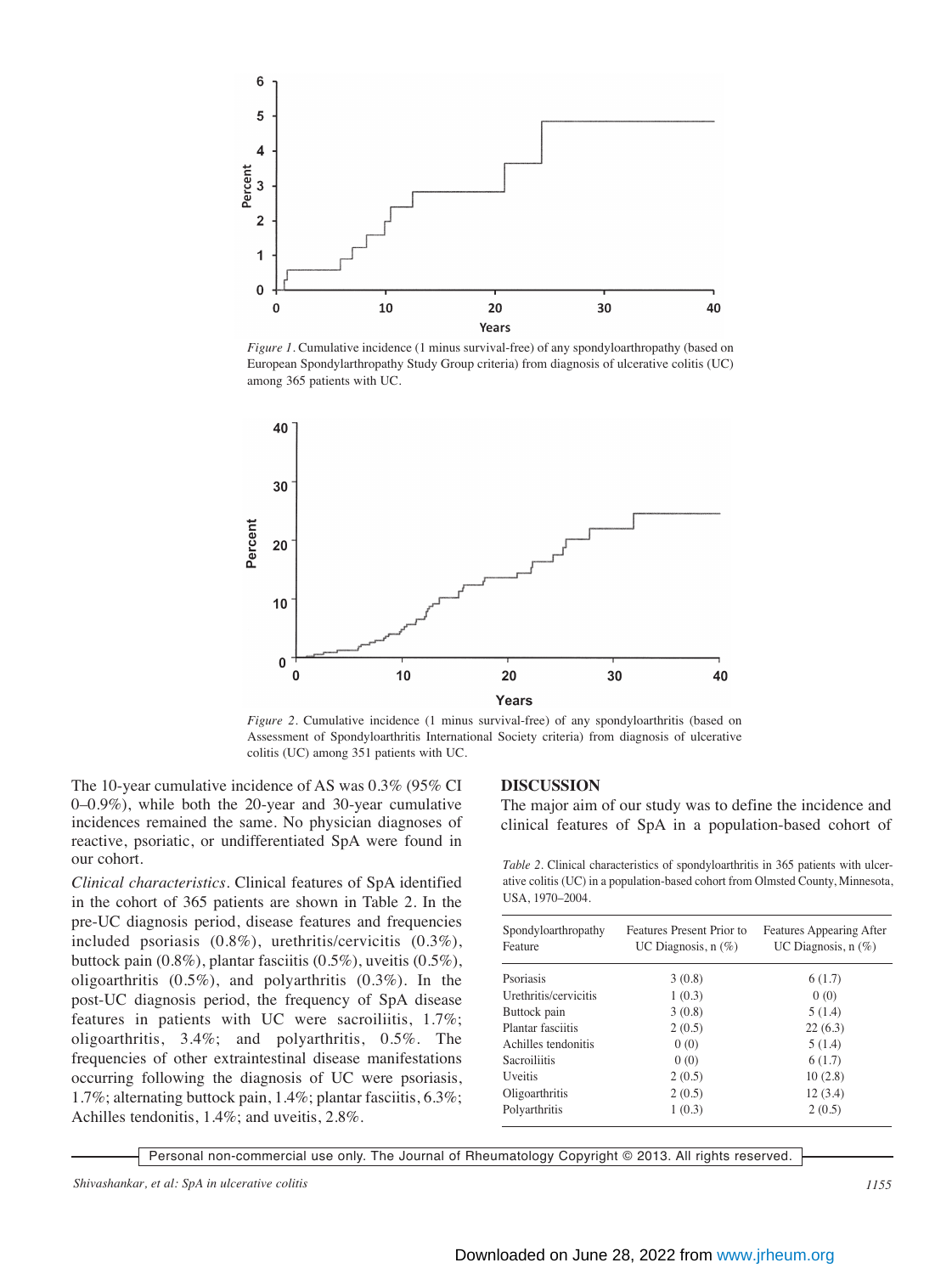*Figure 1*. Cumulative incidence (1 minus survival-free) of any spondyloarthropathy (based on European Spondylarthropathy Study Group criteria) from diagnosis of ulcerative colitis (UC) among 365 patients with UC.

*Figure 2*. Cumulative incidence (1 minus survival-free) of any spondyloarthritis (based on Assessment of Spondyloarthritis International Society criteria) from diagnosis of ulcerative colitis (UC) among 351 patients with UC.

The 10-year cumulative incidence of AS was 0.3% (95% CI 0–0.9%), while both the 20-year and 30-year cumulative incidences remained the same. No physician diagnoses of reactive, psoriatic, or undifferentiated SpA were found in our cohort.

*Clinical characteristics*. Clinical features of SpA identified in the cohort of 365 patients are shown in Table 2. In the pre-UC diagnosis period, disease features and frequencies included psoriasis (0.8%), urethritis/cervicitis (0.3%), buttock pain (0.8%), plantar fasciitis (0.5%), uveitis (0.5%), oligoarthritis (0.5%), and polyarthritis (0.3%). In the post-UC diagnosis period, the frequency of SpA disease features in patients with UC were sacroiliitis, 1.7%; oligoarthritis, 3.4%; and polyarthritis, 0.5%. The frequencies of other extraintestinal disease manifestations occurring following the diagnosis of UC were psoriasis, 1.7%; alternating buttock pain, 1.4%; plantar fasciitis, 6.3%; Achilles tendonitis, 1.4%; and uveitis, 2.8%.

## DISCUSSION

The major aim of our study was to define the incidence and clinical features of SpA in a population-based cohort of

*Table 2*. Clinical characteristics of spondyloarthritis in 365 patients with ulcerative colitis (UC) in a population-based cohort from Olmsted County, Minnesota, USA, 1970–2004.

| Spondyloarthropathy Feature | Features Present Prior to UC Diagnosis, n (%) | Features Appearing After UC Diagnosis, n (%) |
|---|---|---|
| Psoriasis | 3 (0.8) | 6 (1.7) |
| Urethritis/cervicitis | 1 (0.3) | 0 (0) |
| Buttock pain | 3 (0.8) | 5 (1.4) |
| Plantar fasciitis | 2 (0.5) | 22 (6.3) |
| Achilles tendonitis | 0 (0) | 5 (1.4) |
| Sacroiliitis | 0 (0) | 6 (1.7) |
| Uveitis | 2 (0.5) | 10 (2.8) |
| Oligoarthritis | 2 (0.5) | 12 (3.4) |
| Polyarthritis | 1 (0.3) | 2 (0.5) |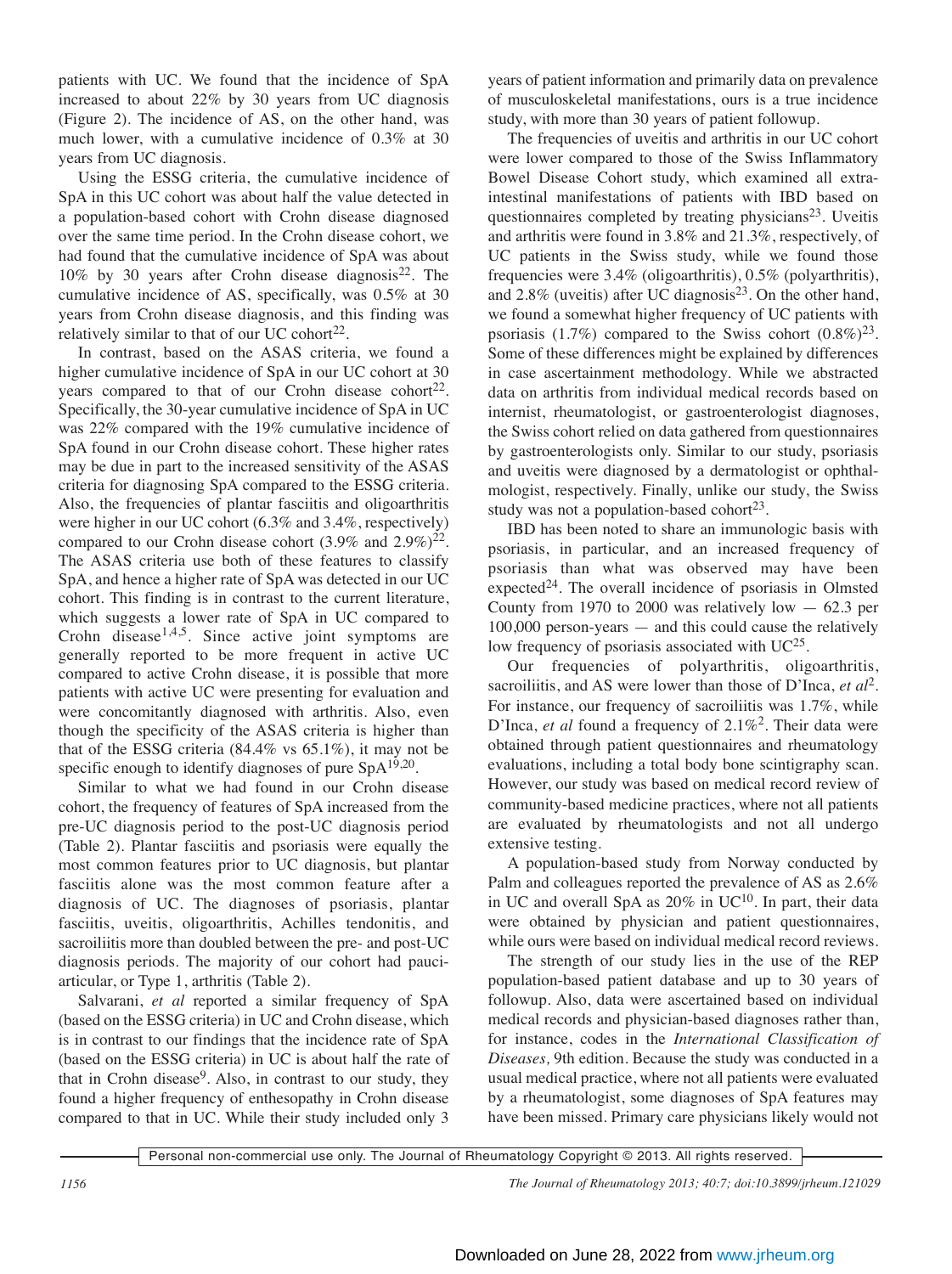patients with UC. We found that the incidence of SpA increased to about 22% by 30 years from UC diagnosis (Figure 2). The incidence of AS, on the other hand, was much lower, with a cumulative incidence of 0.3% at 30 years from UC diagnosis.

Using the ESSG criteria, the cumulative incidence of SpA in this UC cohort was about half the value detected in a population-based cohort with Crohn disease diagnosed over the same time period. In the Crohn disease cohort, we had found that the cumulative incidence of SpA was about 10% by 30 years after Crohn disease diagnosis[22]. The cumulative incidence of AS, specifically, was 0.5% at 30 years from Crohn disease diagnosis, and this finding was relatively similar to that of our UC cohort[22].

In contrast, based on the ASAS criteria, we found a higher cumulative incidence of SpA in our UC cohort at 30 years compared to that of our Crohn disease cohort[22]. Specifically, the 30-year cumulative incidence of SpA in UC was 22% compared with the 19% cumulative incidence of SpA found in our Crohn disease cohort. These higher rates may be due in part to the increased sensitivity of the ASAS criteria for diagnosing SpA compared to the ESSG criteria. Also, the frequencies of plantar fasciitis and oligoarthritis were higher in our UC cohort (6.3% and 3.4%, respectively) compared to our Crohn disease cohort (3.9% and 2.9%)[22]. The ASAS criteria use both of these features to classify SpA, and hence a higher rate of SpA was detected in our UC cohort. This finding is in contrast to the current literature, which suggests a lower rate of SpA in UC compared to Crohn disease[1,4,5]. Since active joint symptoms are generally reported to be more frequent in active UC compared to active Crohn disease, it is possible that more patients with active UC were presenting for evaluation and were concomitantly diagnosed with arthritis. Also, even though the specificity of the ASAS criteria is higher than that of the ESSG criteria (84.4% vs 65.1%), it may not be specific enough to identify diagnoses of pure SpA[19,20].

Similar to what we had found in our Crohn disease cohort, the frequency of features of SpA increased from the pre-UC diagnosis period to the post-UC diagnosis period (Table 2). Plantar fasciitis and psoriasis were equally the most common features prior to UC diagnosis, but plantar fasciitis alone was the most common feature after a diagnosis of UC. The diagnoses of psoriasis, plantar fasciitis, uveitis, oligoarthritis, Achilles tendonitis, and sacroiliitis more than doubled between the pre- and post-UC diagnosis periods. The majority of our cohort had pauciarticular, or Type 1, arthritis (Table 2).

Salvarani, *et al* reported a similar frequency of SpA (based on the ESSG criteria) in UC and Crohn disease, which is in contrast to our findings that the incidence rate of SpA (based on the ESSG criteria) in UC is about half the rate of that in Crohn disease[9]. Also, in contrast to our study, they found a higher frequency of enthesopathy in Crohn disease compared to that in UC. While their study included only 3 years of patient information and primarily data on prevalence of musculoskeletal manifestations, ours is a true incidence study, with more than 30 years of patient followup.

The frequencies of uveitis and arthritis in our UC cohort were lower compared to those of the Swiss Inflammatory Bowel Disease Cohort study, which examined all extraintestinal manifestations of patients with IBD based on questionnaires completed by treating physicians[23]. Uveitis and arthritis were found in 3.8% and 21.3%, respectively, of UC patients in the Swiss study, while we found those frequencies were 3.4% (oligoarthritis), 0.5% (polyarthritis), and 2.8% (uveitis) after UC diagnosis[23]. On the other hand, we found a somewhat higher frequency of UC patients with psoriasis (1.7%) compared to the Swiss cohort (0.8%)[23]. Some of these differences might be explained by differences in case ascertainment methodology. While we abstracted data on arthritis from individual medical records based on internist, rheumatologist, or gastroenterologist diagnoses, the Swiss cohort relied on data gathered from questionnaires by gastroenterologists only. Similar to our study, psoriasis and uveitis were diagnosed by a dermatologist or ophthalmologist, respectively. Finally, unlike our study, the Swiss study was not a population-based cohort[23].

IBD has been noted to share an immunologic basis with psoriasis, in particular, and an increased frequency of psoriasis than what was observed may have been expected[24]. The overall incidence of psoriasis in Olmsted County from 1970 to 2000 was relatively low — 62.3 per 100,000 person-years — and this could cause the relatively low frequency of psoriasis associated with UC[25].

Our frequencies of polyarthritis, oligoarthritis, sacroiliitis, and AS were lower than those of D'Inca, *et al*[2]. For instance, our frequency of sacroiliitis was 1.7%, while D'Inca, *et al* found a frequency of 2.1%[2]. Their data were obtained through patient questionnaires and rheumatology evaluations, including a total body bone scintigraphy scan. However, our study was based on medical record review of community-based medicine practices, where not all patients are evaluated by rheumatologists and not all undergo extensive testing.

A population-based study from Norway conducted by Palm and colleagues reported the prevalence of AS as 2.6% in UC and overall SpA as 20% in UC[10]. In part, their data were obtained by physician and patient questionnaires, while ours were based on individual medical record reviews.

The strength of our study lies in the use of the REP population-based patient database and up to 30 years of followup. Also, data were ascertained based on individual medical records and physician-based diagnoses rather than, for instance, codes in the *International Classification of Diseases,* 9th edition. Because the study was conducted in a usual medical practice, where not all patients were evaluated by a rheumatologist, some diagnoses of SpA features may have been missed. Primary care physicians likely would not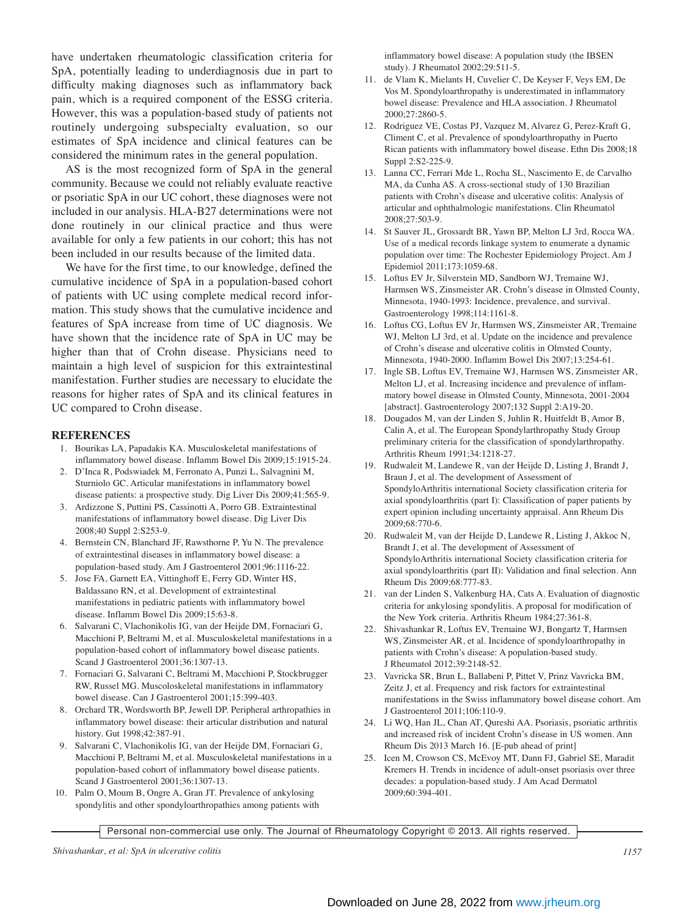have undertaken rheumatologic classification criteria for SpA, potentially leading to underdiagnosis due in part to difficulty making diagnoses such as inflammatory back pain, which is a required component of the ESSG criteria. However, this was a population-based study of patients not routinely undergoing subspecialty evaluation, so our estimates of SpA incidence and clinical features can be considered the minimum rates in the general population.

AS is the most recognized form of SpA in the general community. Because we could not reliably evaluate reactive or psoriatic SpA in our UC cohort, these diagnoses were not included in our analysis. HLA-B27 determinations were not done routinely in our clinical practice and thus were available for only a few patients in our cohort; this has not been included in our results because of the limited data.

We have for the first time, to our knowledge, defined the cumulative incidence of SpA in a population-based cohort of patients with UC using complete medical record information. This study shows that the cumulative incidence and features of SpA increase from time of UC diagnosis. We have shown that the incidence rate of SpA in UC may be higher than that of Crohn disease. Physicians need to maintain a high level of suspicion for this extraintestinal manifestation. Further studies are necessary to elucidate the reasons for higher rates of SpA and its clinical features in UC compared to Crohn disease.

## REFERENCES

1. Bourikas LA, Papadakis KA. Musculoskeletal manifestations of inflammatory bowel disease. Inflamm Bowel Dis 2009;15:1915-24.
2. D'Inca R, Podswiadek M, Ferronato A, Punzi L, Salvagnini M, Sturniolo GC. Articular manifestations in inflammatory bowel disease patients: a prospective study. Dig Liver Dis 2009;41:565-9.
3. Ardizzone S, Puttini PS, Cassinotti A, Porro GB. Extraintestinal manifestations of inflammatory bowel disease. Dig Liver Dis 2008;40 Suppl 2:S253-9.
4. Bernstein CN, Blanchard JF, Rawsthorne P, Yu N. The prevalence of extraintestinal diseases in inflammatory bowel disease: a population-based study. Am J Gastroenterol 2001;96:1116-22.
5. Jose FA, Garnett EA, Vittinghoff E, Ferry GD, Winter HS, Baldassano RN, et al. Development of extraintestinal manifestations in pediatric patients with inflammatory bowel disease. Inflamm Bowel Dis 2009;15:63-8.
6. Salvarani C, Vlachonikolis IG, van der Heijde DM, Fornaciari G, Macchioni P, Beltrami M, et al. Musculoskeletal manifestations in a population-based cohort of inflammatory bowel disease patients. Scand J Gastroenterol 2001;36:1307-13.
7. Fornaciari G, Salvarani C, Beltrami M, Macchioni P, Stockbrugger RW, Russel MG. Muscoloskeletal manifestations in inflammatory bowel disease. Can J Gastroenterol 2001;15:399-403.
8. Orchard TR, Wordsworth BP, Jewell DP. Peripheral arthropathies in inflammatory bowel disease: their articular distribution and natural history. Gut 1998;42:387-91.
9. Salvarani C, Vlachonikolis IG, van der Heijde DM, Fornaciari G, Macchioni P, Beltrami M, et al. Musculoskeletal manifestations in a population-based cohort of inflammatory bowel disease patients. Scand J Gastroenterol 2001;36:1307-13.
10. Palm O, Moum B, Ongre A, Gran JT. Prevalence of ankylosing spondylitis and other spondyloarthropathies among patients with inflammatory bowel disease: A population study (the IBSEN study). J Rheumatol 2002;29:511-5.
11. de Vlam K, Mielants H, Cuvelier C, De Keyser F, Veys EM, De Vos M. Spondyloarthropathy is underestimated in inflammatory bowel disease: Prevalence and HLA association. J Rheumatol 2000;27:2860-5.
12. Rodriguez VE, Costas PJ, Vazquez M, Alvarez G, Perez-Kraft G, Climent C, et al. Prevalence of spondyloarthropathy in Puerto Rican patients with inflammatory bowel disease. Ethn Dis 2008;18 Suppl 2:S2-225-9.
13. Lanna CC, Ferrari Mde L, Rocha SL, Nascimento E, de Carvalho MA, da Cunha AS. A cross-sectional study of 130 Brazilian patients with Crohn's disease and ulcerative colitis: Analysis of articular and ophthalmologic manifestations. Clin Rheumatol 2008;27:503-9.
14. St Sauver JL, Grossardt BR, Yawn BP, Melton LJ 3rd, Rocca WA. Use of a medical records linkage system to enumerate a dynamic population over time: The Rochester Epidemiology Project. Am J Epidemiol 2011;173:1059-68.
15. Loftus EV Jr, Silverstein MD, Sandborn WJ, Tremaine WJ, Harmsen WS, Zinsmeister AR. Crohn's disease in Olmsted County, Minnesota, 1940-1993: Incidence, prevalence, and survival. Gastroenterology 1998;114:1161-8.
16. Loftus CG, Loftus EV Jr, Harmsen WS, Zinsmeister AR, Tremaine WJ, Melton LJ 3rd, et al. Update on the incidence and prevalence of Crohn's disease and ulcerative colitis in Olmsted County, Minnesota, 1940-2000. Inflamm Bowel Dis 2007;13:254-61.
17. Ingle SB, Loftus EV, Tremaine WJ, Harmsen WS, Zinsmeister AR, Melton LJ, et al. Increasing incidence and prevalence of inflammatory bowel disease in Olmsted County, Minnesota, 2001-2004 [abstract]. Gastroenterology 2007;132 Suppl 2:A19-20.
18. Dougados M, van der Linden S, Juhlin R, Huitfeldt B, Amor B, Calin A, et al. The European Spondylarthropathy Study Group preliminary criteria for the classification of spondylarthropathy. Arthritis Rheum 1991;34:1218-27.
19. Rudwaleit M, Landewe R, van der Heijde D, Listing J, Brandt J, Braun J, et al. The development of Assessment of SpondyloArthritis international Society classification criteria for axial spondyloarthritis (part I): Classification of paper patients by expert opinion including uncertainty appraisal. Ann Rheum Dis 2009;68:770-6.
20. Rudwaleit M, van der Heijde D, Landewe R, Listing J, Akkoc N, Brandt J, et al. The development of Assessment of SpondyloArthritis international Society classification criteria for axial spondyloarthritis (part II): Validation and final selection. Ann Rheum Dis 2009;68:777-83.
21. van der Linden S, Valkenburg HA, Cats A. Evaluation of diagnostic criteria for ankylosing spondylitis. A proposal for modification of the New York criteria. Arthritis Rheum 1984;27:361-8.
22. Shivashankar R, Loftus EV, Tremaine WJ, Bongartz T, Harmsen WS, Zinsmeister AR, et al. Incidence of spondyloarthropathy in patients with Crohn's disease: A population-based study. J Rheumatol 2012;39:2148-52.
23. Vavricka SR, Brun L, Ballabeni P, Pittet V, Prinz Vavricka BM, Zeitz J, et al. Frequency and risk factors for extraintestinal manifestations in the Swiss inflammatory bowel disease cohort. Am J Gastroenterol 2011;106:110-9.
24. Li WQ, Han JL, Chan AT, Qureshi AA. Psoriasis, psoriatic arthritis and increased risk of incident Crohn's disease in US women. Ann Rheum Dis 2013 March 16. [E-pub ahead of print]
25. Icen M, Crowson CS, McEvoy MT, Dann FJ, Gabriel SE, Maradit Kremers H. Trends in incidence of adult-onset psoriasis over three decades: a population-based study. J Am Acad Dermatol 2009;60:394-401.